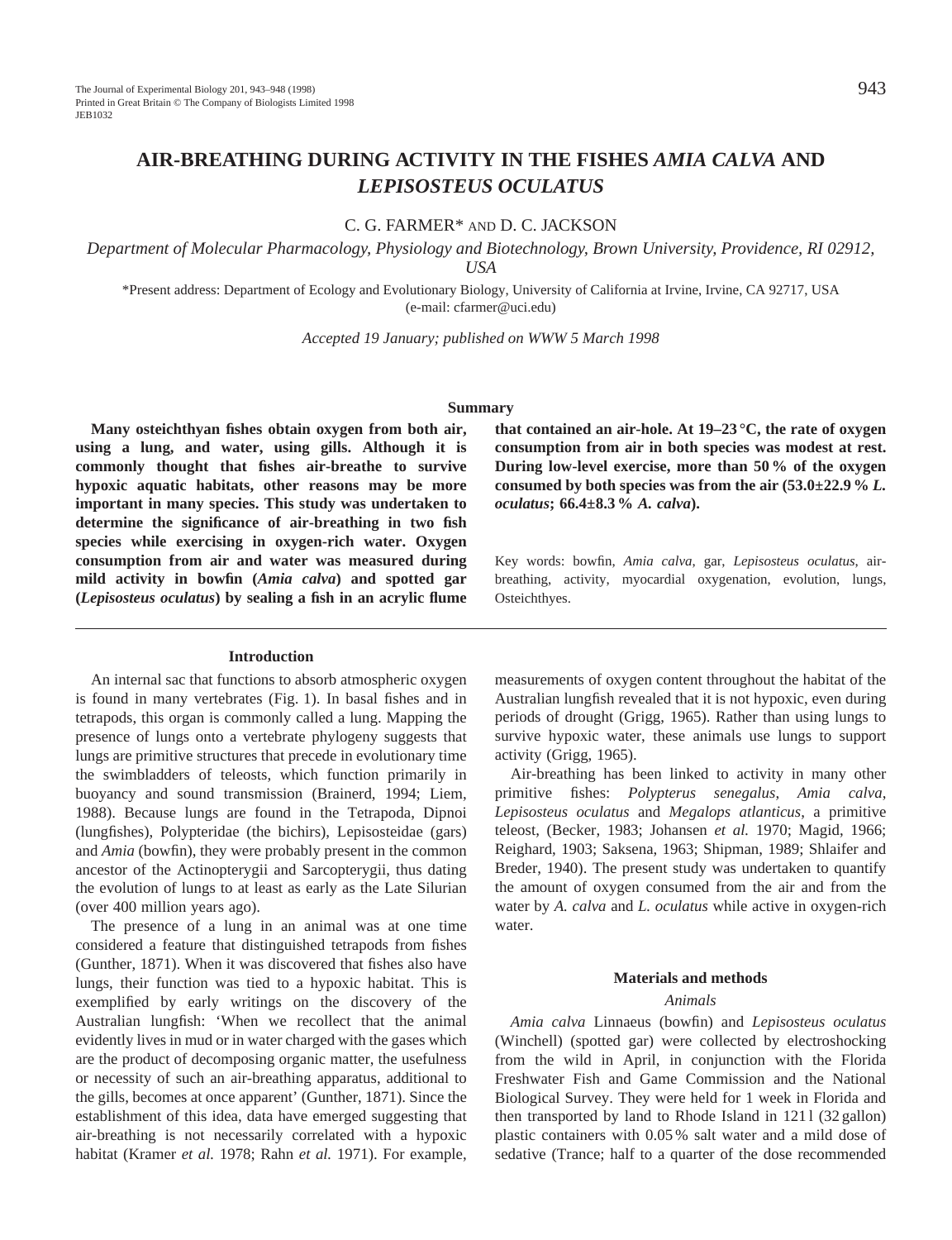# AIR-BREATHING DURING ACTIVITY IN THE FISHES *AMIA CALVA* AND *LEPISOSTEUS OCULATUS*

C. G. FARMER* AND D. C. JACKSON

*Department of Molecular Pharmacology, Physiology and Biotechnology, Brown University, Providence, RI 02912, USA*

*Present address: Department of Ecology and Evolutionary Biology, University of California at Irvine, Irvine, CA 92717, USA (e-mail: cfarmer@uci.edu)

*Accepted 19 January; published on WWW 5 March 1998*

## Summary

**Many osteichthyan fishes obtain oxygen from both air, using a lung, and water, using gills. Although it is commonly thought that fishes air-breathe to survive hypoxic aquatic habitats, other reasons may be more important in many species. This study was undertaken to determine the significance of air-breathing in two fish species while exercising in oxygen-rich water. Oxygen consumption from air and water was measured during mild activity in bowfin (*Amia calva*) and spotted gar (*Lepisosteus oculatus*) by sealing a fish in an acrylic flume that contained an air-hole. At 19–23 °C, the rate of oxygen consumption from air in both species was modest at rest. During low-level exercise, more than 50 % of the oxygen consumed by both species was from the air (53.0±22.9 % *L. oculatus*; 66.4±8.3 % *A. calva*).**

Key words: bowfin, *Amia calva*, gar, *Lepisosteus oculatus*, air-breathing, activity, myocardial oxygenation, evolution, lungs, Osteichthyes.

## Introduction

An internal sac that functions to absorb atmospheric oxygen is found in many vertebrates (Fig. 1). In basal fishes and in tetrapods, this organ is commonly called a lung. Mapping the presence of lungs onto a vertebrate phylogeny suggests that lungs are primitive structures that precede in evolutionary time the swimbladders of teleosts, which function primarily in buoyancy and sound transmission (Brainerd, 1994; Liem, 1988). Because lungs are found in the Tetrapoda, Dipnoi (lungfishes), Polypteridae (the bichirs), Lepisosteidae (gars) and *Amia* (bowfin), they were probably present in the common ancestor of the Actinopterygii and Sarcopterygii, thus dating the evolution of lungs to at least as early as the Late Silurian (over 400 million years ago).

The presence of a lung in an animal was at one time considered a feature that distinguished tetrapods from fishes (Gunther, 1871). When it was discovered that fishes also have lungs, their function was tied to a hypoxic habitat. This is exemplified by early writings on the discovery of the Australian lungfish: 'When we recollect that the animal evidently lives in mud or in water charged with the gases which are the product of decomposing organic matter, the usefulness or necessity of such an air-breathing apparatus, additional to the gills, becomes at once apparent' (Gunther, 1871). Since the establishment of this idea, data have emerged suggesting that air-breathing is not necessarily correlated with a hypoxic habitat (Kramer *et al.* 1978; Rahn *et al.* 1971). For example, measurements of oxygen content throughout the habitat of the Australian lungfish revealed that it is not hypoxic, even during periods of drought (Grigg, 1965). Rather than using lungs to survive hypoxic water, these animals use lungs to support activity (Grigg, 1965).

Air-breathing has been linked to activity in many other primitive fishes: *Polypterus senegalus*, *Amia calva*, *Lepisosteus oculatus* and *Megalops atlanticus*, a primitive teleost, (Becker, 1983; Johansen *et al.* 1970; Magid, 1966; Reighard, 1903; Saksena, 1963; Shipman, 1989; Shlaifer and Breder, 1940). The present study was undertaken to quantify the amount of oxygen consumed from the air and from the water by *A. calva* and *L. oculatus* while active in oxygen-rich water.

## Materials and methods

### *Animals*

*Amia calva* Linnaeus (bowfin) and *Lepisosteus oculatus* (Winchell) (spotted gar) were collected by electroshocking from the wild in April, in conjunction with the Florida Freshwater Fish and Game Commission and the National Biological Survey. They were held for 1 week in Florida and then transported by land to Rhode Island in 121 l (32 gallon) plastic containers with 0.05 % salt water and a mild dose of sedative (Trance; half to a quarter of the dose recommended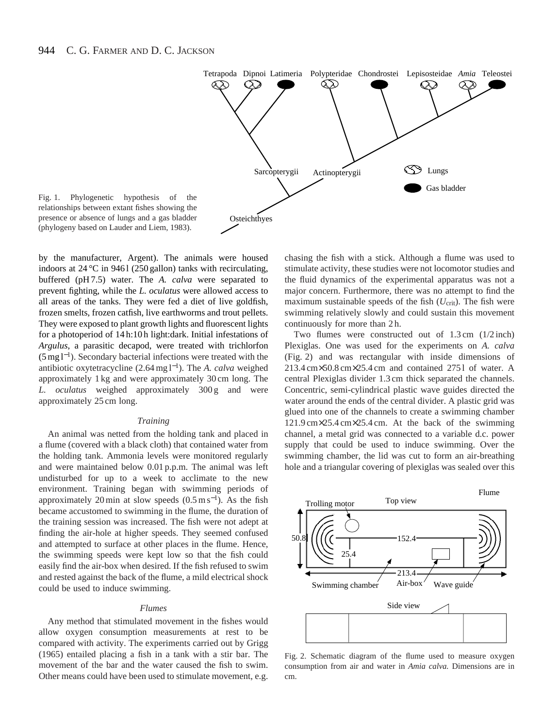Fig. 1. Phylogenetic hypothesis of the relationships between extant fishes showing the presence or absence of lungs and a gas bladder (phylogeny based on Lauder and Liem, 1983).

by the manufacturer, Argent). The animals were housed indoors at 24 °C in 946 l (250 gallon) tanks with recirculating, buffered (pH 7.5) water. The *A. calva* were separated to prevent fighting, while the *L. oculatus* were allowed access to all areas of the tanks. They were fed a diet of live goldfish, frozen smelts, frozen catfish, live earthworms and trout pellets. They were exposed to plant growth lights and fluorescent lights for a photoperiod of 14 h:10 h light:dark. Initial infestations of *Argulus*, a parasitic decapod, were treated with trichlorfon (5 mg $l^{-1}$). Secondary bacterial infections were treated with the antibiotic oxytetracycline (2.64 mg $l^{-1}$). The *A. calva* weighed approximately 1 kg and were approximately 30 cm long. The *L. oculatus* weighed approximately 300 g and were approximately 25 cm long.

### *Training*

An animal was netted from the holding tank and placed in a flume (covered with a black cloth) that contained water from the holding tank. Ammonia levels were monitored regularly and were maintained below 0.01 p.p.m. The animal was left undisturbed for up to a week to acclimate to the new environment. Training began with swimming periods of approximately 20 min at slow speeds (0.5 m $s^{-1}$). As the fish became accustomed to swimming in the flume, the duration of the training session was increased. The fish were not adept at finding the air-hole at higher speeds. They seemed confused and attempted to surface at other places in the flume. Hence, the swimming speeds were kept low so that the fish could easily find the air-box when desired. If the fish refused to swim and rested against the back of the flume, a mild electrical shock could be used to induce swimming.

### *Flumes*

Any method that stimulated movement in the fishes would allow oxygen consumption measurements at rest to be compared with activity. The experiments carried out by Grigg (1965) entailed placing a fish in a tank with a stir bar. The movement of the bar and the water caused the fish to swim. Other means could have been used to stimulate movement, e.g. chasing the fish with a stick. Although a flume was used to stimulate activity, these studies were not locomotor studies and the fluid dynamics of the experimental apparatus was not a major concern. Furthermore, there was no attempt to find the maximum sustainable speeds of the fish ($U_{crit}$). The fish were swimming relatively slowly and could sustain this movement continuously for more than 2 h.

Two flumes were constructed out of 1.3 cm (1/2 inch) Plexiglas. One was used for the experiments on *A. calva* (Fig. 2) and was rectangular with inside dimensions of 213.4 cm×50.8 cm×25.4 cm and contained 275 l of water. A central Plexiglas divider 1.3 cm thick separated the channels. Concentric, semi-cylindrical plastic wave guides directed the water around the ends of the central divider. A plastic grid was glued into one of the channels to create a swimming chamber 121.9 cm×25.4 cm×25.4 cm. At the back of the swimming channel, a metal grid was connected to a variable d.c. power supply that could be used to induce swimming. Over the swimming chamber, the lid was cut to form an air-breathing hole and a triangular covering of plexiglas was sealed over this

Fig. 2. Schematic diagram of the flume used to measure oxygen consumption from air and water in *Amia calva.* Dimensions are in cm.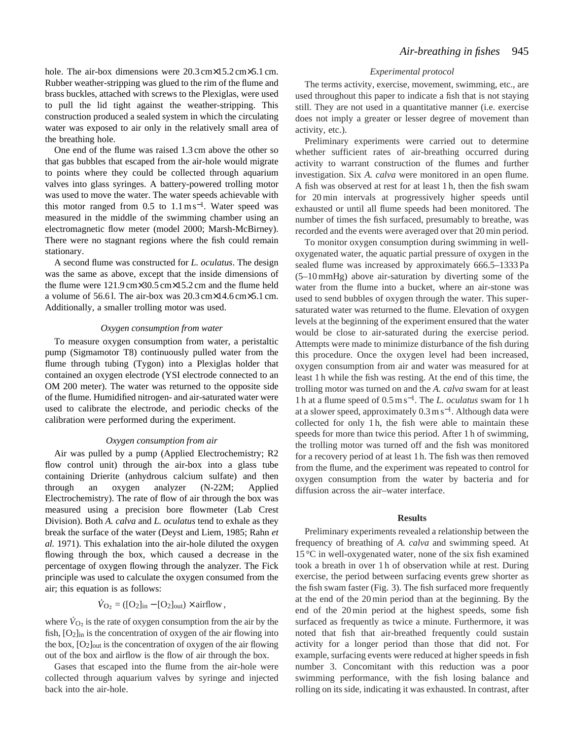hole. The air-box dimensions were 20.3 cm×15.2 cm×5.1 cm. Rubber weather-stripping was glued to the rim of the flume and brass buckles, attached with screws to the Plexiglas, were used to pull the lid tight against the weather-stripping. This construction produced a sealed system in which the circulating water was exposed to air only in the relatively small area of the breathing hole.

One end of the flume was raised 1.3 cm above the other so that gas bubbles that escaped from the air-hole would migrate to points where they could be collected through aquarium valves into glass syringes. A battery-powered trolling motor was used to move the water. The water speeds achievable with this motor ranged from 0.5 to 1.1 m s$^{-1}$. Water speed was measured in the middle of the swimming chamber using an electromagnetic flow meter (model 2000; Marsh-McBirney). There were no stagnant regions where the fish could remain stationary.

A second flume was constructed for *L. oculatus*. The design was the same as above, except that the inside dimensions of the flume were 121.9 cm×30.5 cm×15.2 cm and the flume held a volume of 56.6 l. The air-box was 20.3 cm×14.6 cm×5.1 cm. Additionally, a smaller trolling motor was used.

### *Oxygen consumption from water*

To measure oxygen consumption from water, a peristaltic pump (Sigmamotor T8) continuously pulled water from the flume through tubing (Tygon) into a Plexiglas holder that contained an oxygen electrode (YSI electrode connected to an OM 200 meter). The water was returned to the opposite side of the flume. Humidified nitrogen- and air-saturated water were used to calibrate the electrode, and periodic checks of the calibration were performed during the experiment.

### *Oxygen consumption from air*

Air was pulled by a pump (Applied Electrochemistry; R2 flow control unit) through the air-box into a glass tube containing Drierite (anhydrous calcium sulfate) and then through an oxygen analyzer (N-22M; Applied Electrochemistry). The rate of flow of air through the box was measured using a precision bore flowmeter (Lab Crest Division). Both *A. calva* and *L. oculatus* tend to exhale as they break the surface of the water (Deyst and Liem, 1985; Rahn *et al.* 1971). This exhalation into the air-hole diluted the oxygen flowing through the box, which caused a decrease in the percentage of oxygen flowing through the analyzer. The Fick principle was used to calculate the oxygen consumed from the air; this equation is as follows:

$$\dot{V}_{O_2} = ([O_2]_{in} - [O_2]_{out}) \times \text{airflow}\,,$$

where $\dot{V}_{O_2}$ is the rate of oxygen consumption from the air by the fish, $[O_2]_{in}$ is the concentration of oxygen of the air flowing into the box, $[O_2]_{out}$ is the concentration of oxygen of the air flowing out of the box and airflow is the flow of air through the box.

Gases that escaped into the flume from the air-hole were collected through aquarium valves by syringe and injected back into the air-hole.

### *Experimental protocol*

The terms activity, exercise, movement, swimming, etc., are used throughout this paper to indicate a fish that is not staying still. They are not used in a quantitative manner (i.e. exercise does not imply a greater or lesser degree of movement than activity, etc.).

Preliminary experiments were carried out to determine whether sufficient rates of air-breathing occurred during activity to warrant construction of the flumes and further investigation. Six *A. calva* were monitored in an open flume. A fish was observed at rest for at least 1 h, then the fish swam for 20 min intervals at progressively higher speeds until exhausted or until all flume speeds had been monitored. The number of times the fish surfaced, presumably to breathe, was recorded and the events were averaged over that 20 min period.

To monitor oxygen consumption during swimming in well-oxygenated water, the aquatic partial pressure of oxygen in the sealed flume was increased by approximately 666.5–1333 Pa (5–10 mmHg) above air-saturation by diverting some of the water from the flume into a bucket, where an air-stone was used to send bubbles of oxygen through the water. This super-saturated water was returned to the flume. Elevation of oxygen levels at the beginning of the experiment ensured that the water would be close to air-saturated during the exercise period. Attempts were made to minimize disturbance of the fish during this procedure. Once the oxygen level had been increased, oxygen consumption from air and water was measured for at least 1 h while the fish was resting. At the end of this time, the trolling motor was turned on and the *A. calva* swam for at least 1 h at a flume speed of 0.5 m s$^{-1}$. The *L. oculatus* swam for 1 h at a slower speed, approximately 0.3 m s$^{-1}$. Although data were collected for only 1 h, the fish were able to maintain these speeds for more than twice this period. After 1 h of swimming, the trolling motor was turned off and the fish was monitored for a recovery period of at least 1 h. The fish was then removed from the flume, and the experiment was repeated to control for oxygen consumption from the water by bacteria and for diffusion across the air–water interface.

## Results

Preliminary experiments revealed a relationship between the frequency of breathing of *A. calva* and swimming speed. At 15 °C in well-oxygenated water, none of the six fish examined took a breath in over 1 h of observation while at rest. During exercise, the period between surfacing events grew shorter as the fish swam faster (Fig. 3). The fish surfaced more frequently at the end of the 20 min period than at the beginning. By the end of the 20 min period at the highest speeds, some fish surfaced as frequently as twice a minute. Furthermore, it was noted that fish that air-breathed frequently could sustain activity for a longer period than those that did not. For example, surfacing events were reduced at higher speeds in fish number 3. Concomitant with this reduction was a poor swimming performance, with the fish losing balance and rolling on its side, indicating it was exhausted. In contrast, after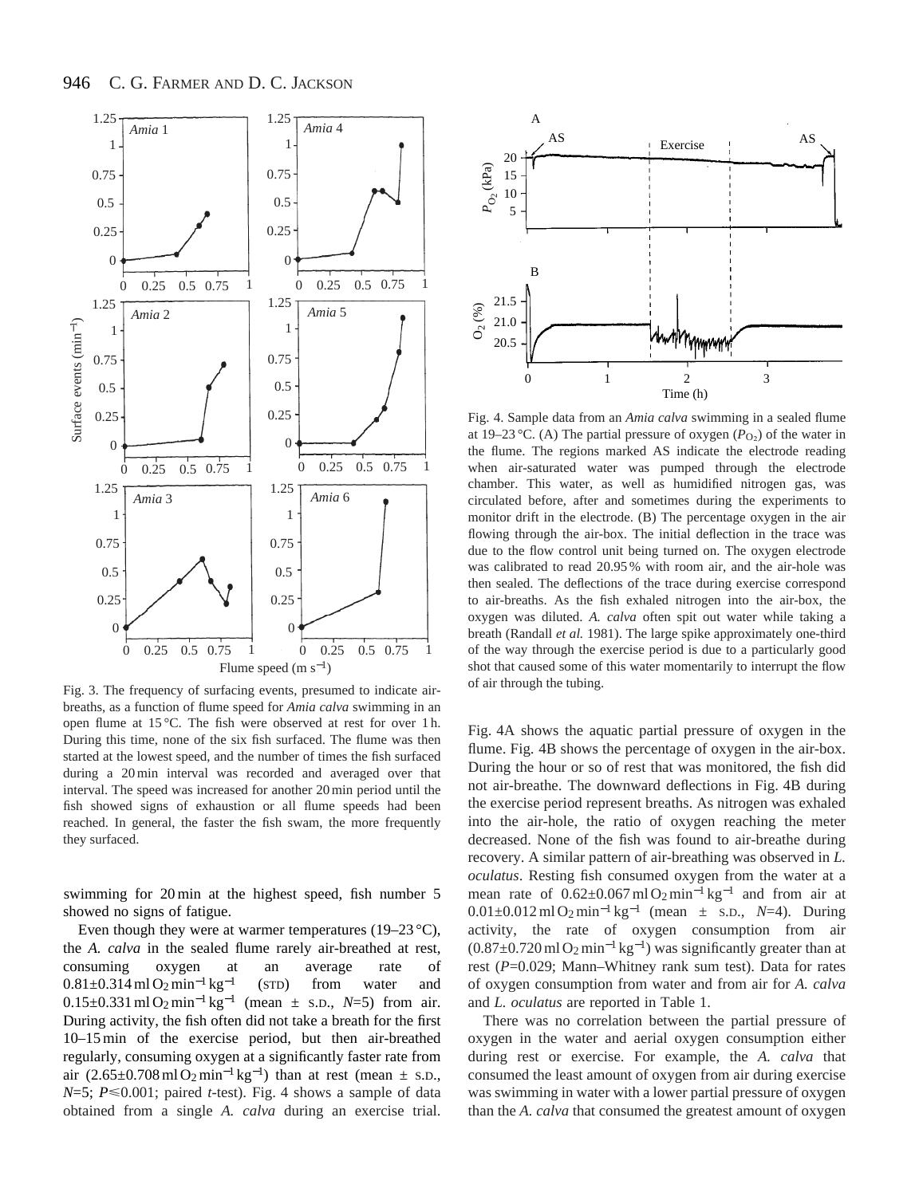Fig. 3. The frequency of surfacing events, presumed to indicate air-breaths, as a function of flume speed for *Amia calva* swimming in an open flume at 15 °C. The fish were observed at rest for over 1 h. During this time, none of the six fish surfaced. The flume was then started at the lowest speed, and the number of times the fish surfaced during a 20 min interval was recorded and averaged over that interval. The speed was increased for another 20 min period until the fish showed signs of exhaustion or all flume speeds had been reached. In general, the faster the fish swam, the more frequently they surfaced.

swimming for 20 min at the highest speed, fish number 5 showed no signs of fatigue.

Even though they were at warmer temperatures (19–23 °C), the *A. calva* in the sealed flume rarely air-breathed at rest, consuming oxygen at an average rate of $0.81\pm0.314\,\text{ml}\,O_2\,\text{min}^{-1}\,\text{kg}^{-1}$ (STD) from water and $0.15\pm0.331\,\text{ml}\,O_2\,\text{min}^{-1}\,\text{kg}^{-1}$ (mean ± S.D., $N$=5) from air. During activity, the fish often did not take a breath for the first 10–15 min of the exercise period, but then air-breathed regularly, consuming oxygen at a significantly faster rate from air ($2.65\pm0.708\,\text{ml}\,O_2\,\text{min}^{-1}\,\text{kg}^{-1}$) than at rest (mean ± S.D., $N$=5; $P\leqslant0.001$; paired $t$-test). Fig. 4 shows a sample of data obtained from a single *A. calva* during an exercise trial.

Fig. 4. Sample data from an *Amia calva* swimming in a sealed flume at 19–23 °C. (A) The partial pressure of oxygen ($P_{O_2}$) of the water in the flume. The regions marked AS indicate the electrode reading when air-saturated water was pumped through the electrode chamber. This water, as well as humidified nitrogen gas, was circulated before, after and sometimes during the experiments to monitor drift in the electrode. (B) The percentage oxygen in the air flowing through the air-box. The initial deflection in the trace was due to the flow control unit being turned on. The oxygen electrode was calibrated to read 20.95 % with room air, and the air-hole was then sealed. The deflections of the trace during exercise correspond to air-breaths. As the fish exhaled nitrogen into the air-box, the oxygen was diluted. *A. calva* often spit out water while taking a breath (Randall *et al.* 1981). The large spike approximately one-third of the way through the exercise period is due to a particularly good shot that caused some of this water momentarily to interrupt the flow of air through the tubing.

Fig. 4A shows the aquatic partial pressure of oxygen in the flume. Fig. 4B shows the percentage of oxygen in the air-box. During the hour or so of rest that was monitored, the fish did not air-breathe. The downward deflections in Fig. 4B during the exercise period represent breaths. As nitrogen was exhaled into the air-hole, the ratio of oxygen reaching the meter decreased. None of the fish was found to air-breathe during recovery. A similar pattern of air-breathing was observed in *L. oculatus*. Resting fish consumed oxygen from the water at a mean rate of $0.62\pm0.067\,\text{ml}\,O_2\,\text{min}^{-1}\,\text{kg}^{-1}$ and from air at $0.01\pm0.012\,\text{ml}\,O_2\,\text{min}^{-1}\,\text{kg}^{-1}$ (mean ± S.D., $N$=4). During activity, the rate of oxygen consumption from air ($0.87\pm0.720\,\text{ml}\,O_2\,\text{min}^{-1}\,\text{kg}^{-1}$) was significantly greater than at rest ($P$=0.029; Mann–Whitney rank sum test). Data for rates of oxygen consumption from water and from air for *A. calva* and *L. oculatus* are reported in Table 1.

There was no correlation between the partial pressure of oxygen in the water and aerial oxygen consumption either during rest or exercise. For example, the *A. calva* that consumed the least amount of oxygen from air during exercise was swimming in water with a lower partial pressure of oxygen than the *A. calva* that consumed the greatest amount of oxygen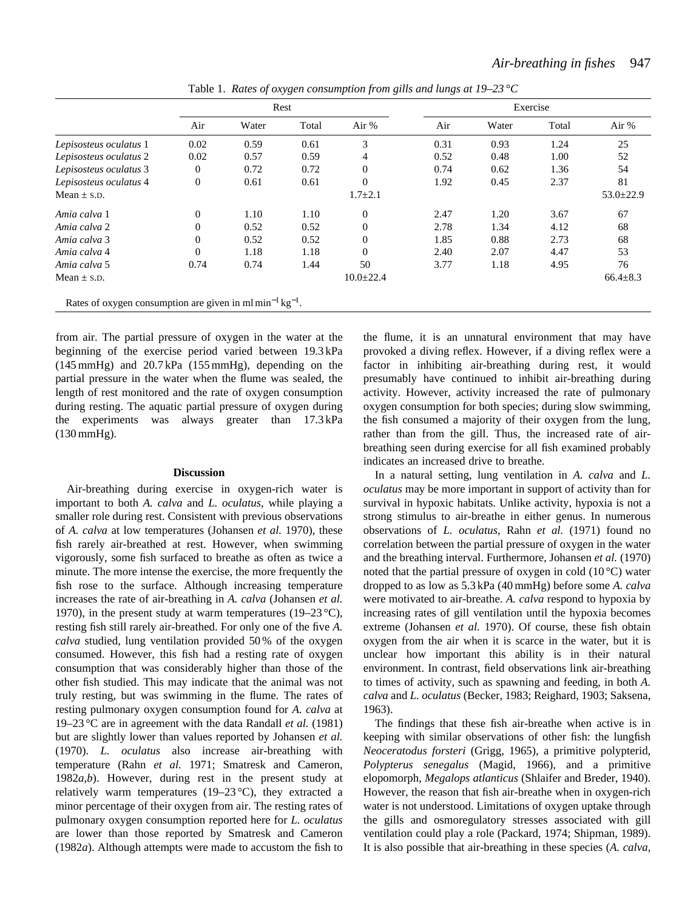Table 1. *Rates of oxygen consumption from gills and lungs at 19–23 °C*

| | Rest | | | | Exercise | | | |
|---|---|---|---|---|---|---|---|---|
| | Air | Water | Total | Air % | Air | Water | Total | Air % |
| *Lepisosteus oculatus* 1 | 0.02 | 0.59 | 0.61 | 3 | 0.31 | 0.93 | 1.24 | 25 |
| *Lepisosteus oculatus* 2 | 0.02 | 0.57 | 0.59 | 4 | 0.52 | 0.48 | 1.00 | 52 |
| *Lepisosteus oculatus* 3 | 0 | 0.72 | 0.72 | 0 | 0.74 | 0.62 | 1.36 | 54 |
| *Lepisosteus oculatus* 4 | 0 | 0.61 | 0.61 | 0 | 1.92 | 0.45 | 2.37 | 81 |
| Mean ± S.D. | | | | 1.7±2.1 | | | | 53.0±22.9 |
| *Amia calva* 1 | 0 | 1.10 | 1.10 | 0 | 2.47 | 1.20 | 3.67 | 67 |
| *Amia calva* 2 | 0 | 0.52 | 0.52 | 0 | 2.78 | 1.34 | 4.12 | 68 |
| *Amia calva* 3 | 0 | 0.52 | 0.52 | 0 | 1.85 | 0.88 | 2.73 | 68 |
| *Amia calva* 4 | 0 | 1.18 | 1.18 | 0 | 2.40 | 2.07 | 4.47 | 53 |
| *Amia calva* 5 | 0.74 | 0.74 | 1.44 | 50 | 3.77 | 1.18 | 4.95 | 76 |
| Mean ± S.D. | | | | 10.0±22.4 | | | | 66.4±8.3 |

Rates of oxygen consumption are given in $ml\,min^{-1}\,kg^{-1}$.

from air. The partial pressure of oxygen in the water at the beginning of the exercise period varied between 19.3 kPa (145 mmHg) and 20.7 kPa (155 mmHg), depending on the partial pressure in the water when the flume was sealed, the length of rest monitored and the rate of oxygen consumption during resting. The aquatic partial pressure of oxygen during the experiments was always greater than 17.3 kPa (130 mmHg).

## Discussion

Air-breathing during exercise in oxygen-rich water is important to both *A. calva* and *L. oculatus*, while playing a smaller role during rest. Consistent with previous observations of *A. calva* at low temperatures (Johansen *et al.* 1970), these fish rarely air-breathed at rest. However, when swimming vigorously, some fish surfaced to breathe as often as twice a minute. The more intense the exercise, the more frequently the fish rose to the surface. Although increasing temperature increases the rate of air-breathing in *A. calva* (Johansen *et al.* 1970), in the present study at warm temperatures (19–23 °C), resting fish still rarely air-breathed. For only one of the five *A. calva* studied, lung ventilation provided 50 % of the oxygen consumed. However, this fish had a resting rate of oxygen consumption that was considerably higher than those of the other fish studied. This may indicate that the animal was not truly resting, but was swimming in the flume. The rates of resting pulmonary oxygen consumption found for *A. calva* at 19–23 °C are in agreement with the data Randall *et al.* (1981) but are slightly lower than values reported by Johansen *et al.* (1970). *L. oculatus* also increase air-breathing with temperature (Rahn *et al.* 1971; Smatresk and Cameron, 1982*a*,*b*). However, during rest in the present study at relatively warm temperatures (19–23 °C), they extracted a minor percentage of their oxygen from air. The resting rates of pulmonary oxygen consumption reported here for *L. oculatus* are lower than those reported by Smatresk and Cameron (1982*a*). Although attempts were made to accustom the fish to the flume, it is an unnatural environment that may have provoked a diving reflex. However, if a diving reflex were a factor in inhibiting air-breathing during rest, it would presumably have continued to inhibit air-breathing during activity. However, activity increased the rate of pulmonary oxygen consumption for both species; during slow swimming, the fish consumed a majority of their oxygen from the lung, rather than from the gill. Thus, the increased rate of air-breathing seen during exercise for all fish examined probably indicates an increased drive to breathe.

In a natural setting, lung ventilation in *A. calva* and *L. oculatus* may be more important in support of activity than for survival in hypoxic habitats. Unlike activity, hypoxia is not a strong stimulus to air-breathe in either genus. In numerous observations of *L. oculatus*, Rahn *et al.* (1971) found no correlation between the partial pressure of oxygen in the water and the breathing interval. Furthermore, Johansen *et al.* (1970) noted that the partial pressure of oxygen in cold (10 °C) water dropped to as low as 5.3 kPa (40 mmHg) before some *A. calva* were motivated to air-breathe. *A. calva* respond to hypoxia by increasing rates of gill ventilation until the hypoxia becomes extreme (Johansen *et al.* 1970). Of course, these fish obtain oxygen from the air when it is scarce in the water, but it is unclear how important this ability is in their natural environment. In contrast, field observations link air-breathing to times of activity, such as spawning and feeding, in both *A. calva* and *L. oculatus* (Becker, 1983; Reighard, 1903; Saksena, 1963).

The findings that these fish air-breathe when active is in keeping with similar observations of other fish: the lungfish *Neoceratodus forsteri* (Grigg, 1965), a primitive polypterid, *Polypterus senegalus* (Magid, 1966), and a primitive elopomorph, *Megalops atlanticus* (Shlaifer and Breder, 1940). However, the reason that fish air-breathe when in oxygen-rich water is not understood. Limitations of oxygen uptake through the gills and osmoregulatory stresses associated with gill ventilation could play a role (Packard, 1974; Shipman, 1989). It is also possible that air-breathing in these species (*A. calva*,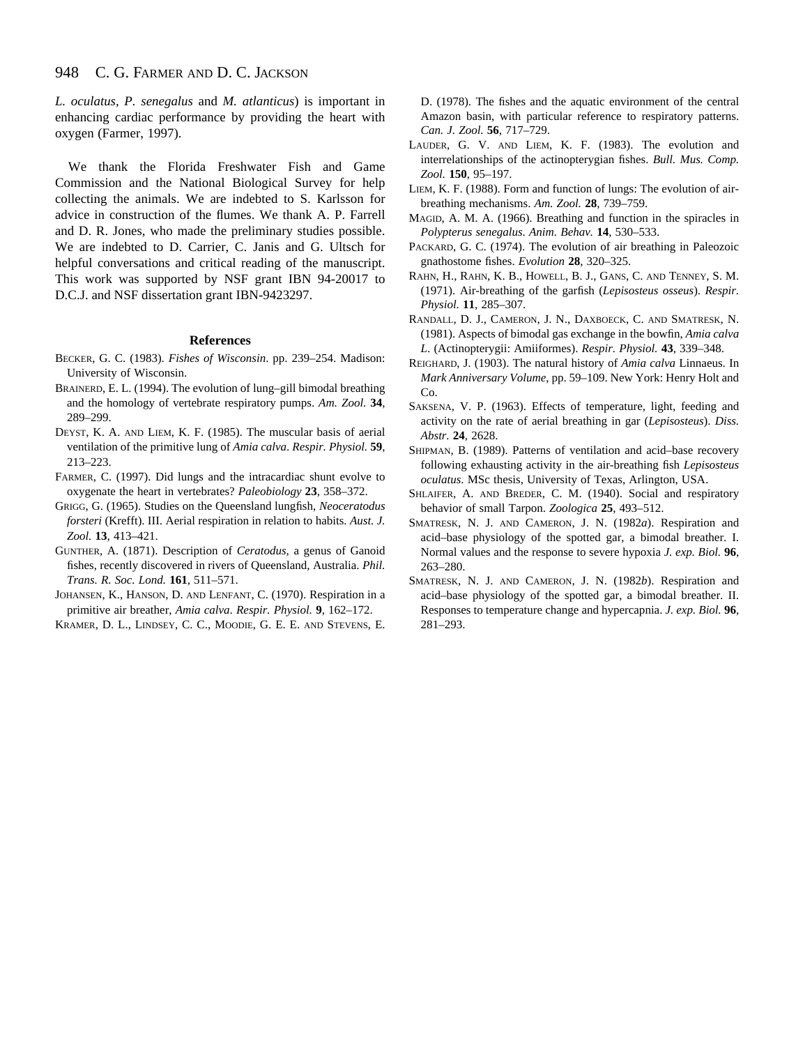*L. oculatus*, *P. senegalus* and *M. atlanticus*) is important in enhancing cardiac performance by providing the heart with oxygen (Farmer, 1997).

We thank the Florida Freshwater Fish and Game Commission and the National Biological Survey for help collecting the animals. We are indebted to S. Karlsson for advice in construction of the flumes. We thank A. P. Farrell and D. R. Jones, who made the preliminary studies possible. We are indebted to D. Carrier, C. Janis and G. Ultsch for helpful conversations and critical reading of the manuscript. This work was supported by NSF grant IBN 94-20017 to D.C.J. and NSF dissertation grant IBN-9423297.

## References

Becker, G. C. (1983). *Fishes of Wisconsin*. pp. 239–254. Madison: University of Wisconsin.

Brainerd, E. L. (1994). The evolution of lung–gill bimodal breathing and the homology of vertebrate respiratory pumps. *Am. Zool.* **34**, 289–299.

Deyst, K. A. and Liem, K. F. (1985). The muscular basis of aerial ventilation of the primitive lung of *Amia calva*. *Respir. Physiol.* **59**, 213–223.

Farmer, C. (1997). Did lungs and the intracardiac shunt evolve to oxygenate the heart in vertebrates? *Paleobiology* **23**, 358–372.

Grigg, G. (1965). Studies on the Queensland lungfish, *Neoceratodus forsteri* (Krefft). III. Aerial respiration in relation to habits. *Aust. J. Zool.* **13**, 413–421.

Gunther, A. (1871). Description of *Ceratodus*, a genus of Ganoid fishes, recently discovered in rivers of Queensland, Australia. *Phil. Trans. R. Soc. Lond.* **161**, 511–571.

Johansen, K., Hanson, D. and Lenfant, C. (1970). Respiration in a primitive air breather, *Amia calva*. *Respir. Physiol.* **9**, 162–172.

Kramer, D. L., Lindsey, C. C., Moodie, G. E. E. and Stevens, E. D. (1978). The fishes and the aquatic environment of the central Amazon basin, with particular reference to respiratory patterns. *Can. J. Zool.* **56**, 717–729.

Lauder, G. V. and Liem, K. F. (1983). The evolution and interrelationships of the actinopterygian fishes. *Bull. Mus. Comp. Zool.* **150**, 95–197.

Liem, K. F. (1988). Form and function of lungs: The evolution of air-breathing mechanisms. *Am. Zool.* **28**, 739–759.

Magid, A. M. A. (1966). Breathing and function in the spiracles in *Polypterus senegalus*. *Anim. Behav.* **14**, 530–533.

Packard, G. C. (1974). The evolution of air breathing in Paleozoic gnathostome fishes. *Evolution* **28**, 320–325.

Rahn, H., Rahn, K. B., Howell, B. J., Gans, C. and Tenney, S. M. (1971). Air-breathing of the garfish (*Lepisosteus osseus*). *Respir. Physiol.* **11**, 285–307.

Randall, D. J., Cameron, J. N., Daxboeck, C. and Smatresk, N. (1981). Aspects of bimodal gas exchange in the bowfin, *Amia calva L.* (Actinopterygii: Amiiformes). *Respir. Physiol.* **43**, 339–348.

Reighard, J. (1903). The natural history of *Amia calva* Linnaeus. In *Mark Anniversary Volume*, pp. 59–109. New York: Henry Holt and Co.

Saksena, V. P. (1963). Effects of temperature, light, feeding and activity on the rate of aerial breathing in gar (*Lepisosteus*). *Diss. Abstr.* **24**, 2628.

Shipman, B. (1989). Patterns of ventilation and acid–base recovery following exhausting activity in the air-breathing fish *Lepisosteus oculatus*. MSc thesis, University of Texas, Arlington, USA.

Shlaifer, A. and Breder, C. M. (1940). Social and respiratory behavior of small Tarpon. *Zoologica* **25**, 493–512.

Smatresk, N. J. and Cameron, J. N. (1982*a*). Respiration and acid–base physiology of the spotted gar, a bimodal breather. I. Normal values and the response to severe hypoxia *J. exp. Biol.* **96**, 263–280.

Smatresk, N. J. and Cameron, J. N. (1982*b*). Respiration and acid–base physiology of the spotted gar, a bimodal breather. II. Responses to temperature change and hypercapnia. *J. exp. Biol.* **96**, 281–293.